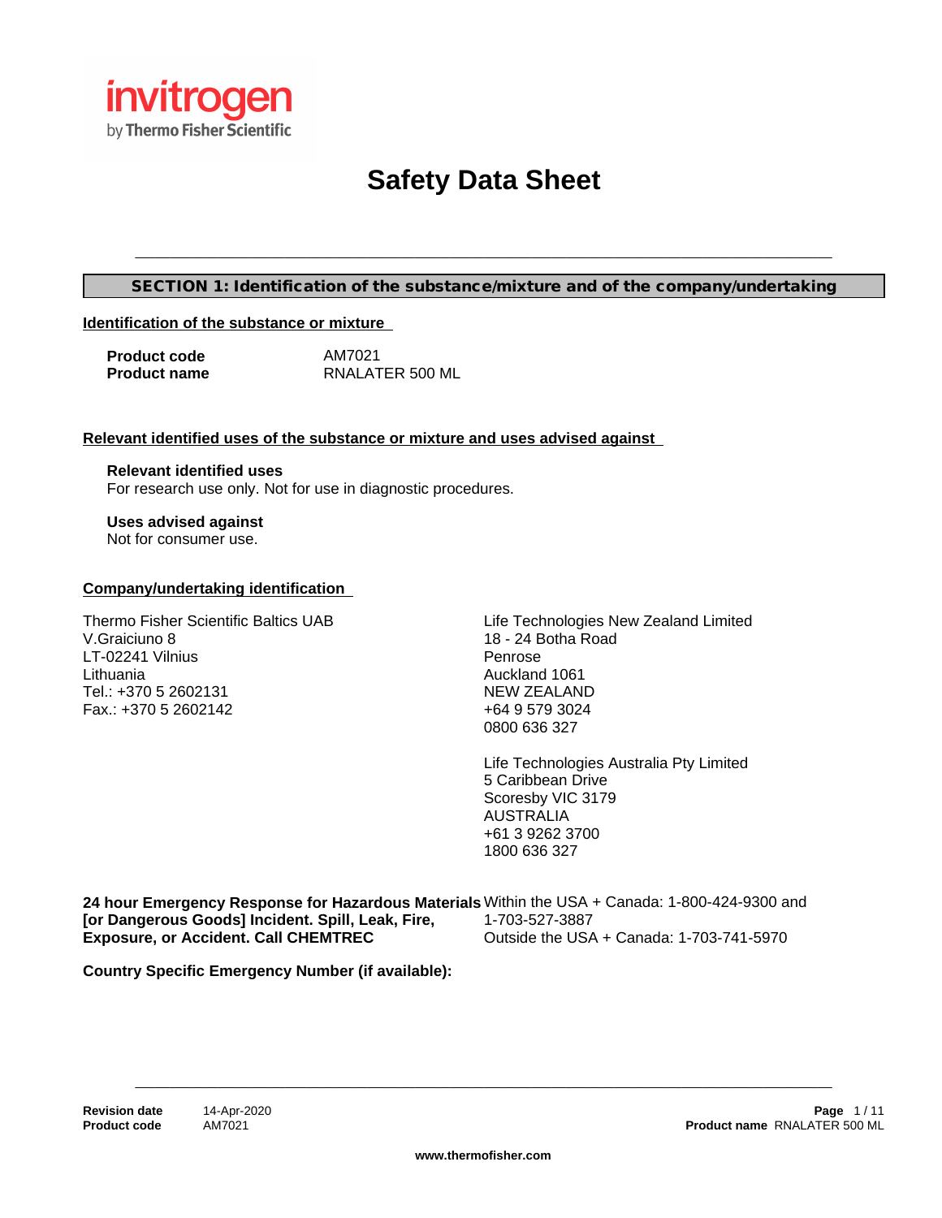# Safety Data Sheet

## SECTION 1: Identification of the substance/mixture and of the company/undertaking

### Identification of the substance or mixture

**Product code** AM7021
**Product name** RNALATER 500 ML

### Relevant identified uses of the substance or mixture and uses advised against

**Relevant identified uses**
For research use only. Not for use in diagnostic procedures.

**Uses advised against**
Not for consumer use.

### Company/undertaking identification

Thermo Fisher Scientific Baltics UAB
V.Graiciuno 8
LT-02241 Vilnius
Lithuania
Tel.: +370 5 2602131
Fax.: +370 5 2602142

Life Technologies New Zealand Limited
18 - 24 Botha Road
Penrose
Auckland 1061
NEW ZEALAND
+64 9 579 3024
0800 636 327

Life Technologies Australia Pty Limited
5 Caribbean Drive
Scoresby VIC 3179
AUSTRALIA
+61 3 9262 3700
1800 636 327

**24 hour Emergency Response for Hazardous Materials [or Dangerous Goods] Incident. Spill, Leak, Fire, Exposure, or Accident. Call CHEMTREC**
Within the USA + Canada: 1-800-424-9300 and 1-703-527-3887
Outside the USA + Canada: 1-703-741-5970

**Country Specific Emergency Number (if available):**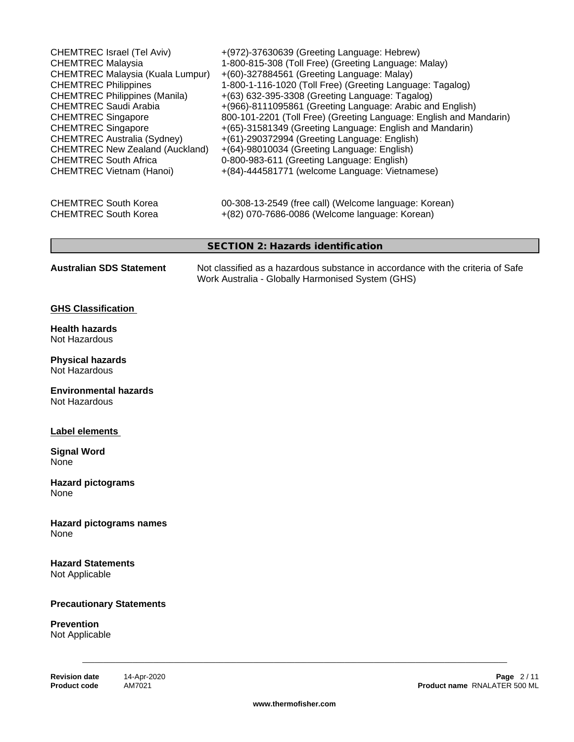| | |
|---|---|
| CHEMTREC Israel (Tel Aviv) | +(972)-37630639 (Greeting Language: Hebrew) |
| CHEMTREC Malaysia | 1-800-815-308 (Toll Free) (Greeting Language: Malay) |
| CHEMTREC Malaysia (Kuala Lumpur) | +(60)-327884561 (Greeting Language: Malay) |
| CHEMTREC Philippines | 1-800-1-116-1020 (Toll Free) (Greeting Language: Tagalog) |
| CHEMTREC Philippines (Manila) | +(63) 632-395-3308 (Greeting Language: Tagalog) |
| CHEMTREC Saudi Arabia | +(966)-8111095861 (Greeting Language: Arabic and English) |
| CHEMTREC Singapore | 800-101-2201 (Toll Free) (Greeting Language: English and Mandarin) |
| CHEMTREC Singapore | +(65)-31581349 (Greeting Language: English and Mandarin) |
| CHEMTREC Australia (Sydney) | +(61)-290372994 (Greeting Language: English) |
| CHEMTREC New Zealand (Auckland) | +(64)-98010034 (Greeting Language: English) |
| CHEMTREC South Africa | 0-800-983-611 (Greeting Language: English) |
| CHEMTREC Vietnam (Hanoi) | +(84)-444581771 (welcome Language: Vietnamese) |
| CHEMTREC South Korea | 00-308-13-2549 (free call) (Welcome language: Korean) |
| CHEMTREC South Korea | +(82) 070-7686-0086 (Welcome language: Korean) |

## SECTION 2: Hazards identification

**Australian SDS Statement** Not classified as a hazardous substance in accordance with the criteria of Safe Work Australia - Globally Harmonised System (GHS)

### GHS Classification

**Health hazards**
Not Hazardous

**Physical hazards**
Not Hazardous

**Environmental hazards**
Not Hazardous

### Label elements

**Signal Word**
None

**Hazard pictograms**
None

**Hazard pictograms names**
None

**Hazard Statements**
Not Applicable

**Precautionary Statements**

**Prevention**
Not Applicable

**Revision date** 14-Apr-2020
**Product code** AM7021
**Product name** RNALATER 500 ML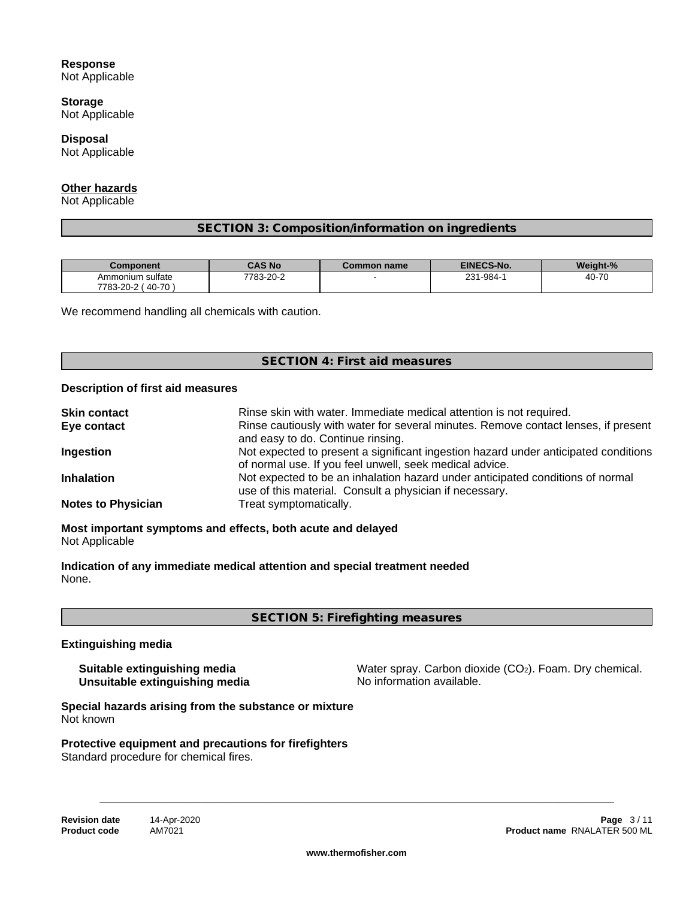**Response**
Not Applicable

**Storage**
Not Applicable

**Disposal**
Not Applicable

**Other hazards**
Not Applicable

## SECTION 3: Composition/information on ingredients

| Component | CAS No | Common name | EINECS-No. | Weight-% |
|---|---|---|---|---|
| Ammonium sulfate 7783-20-2 ( 40-70 ) | 7783-20-2 | - | 231-984-1 | 40-70 |

We recommend handling all chemicals with caution.

## SECTION 4: First aid measures

**Description of first aid measures**

**Skin contact**
Rinse skin with water. Immediate medical attention is not required.

**Eye contact**
Rinse cautiously with water for several minutes. Remove contact lenses, if present and easy to do. Continue rinsing.

**Ingestion**
Not expected to present a significant ingestion hazard under anticipated conditions of normal use. If you feel unwell, seek medical advice.

**Inhalation**
Not expected to be an inhalation hazard under anticipated conditions of normal use of this material. Consult a physician if necessary.

**Notes to Physician**
Treat symptomatically.

**Most important symptoms and effects, both acute and delayed**
Not Applicable

**Indication of any immediate medical attention and special treatment needed**
None.

## SECTION 5: Firefighting measures

**Extinguishing media**

**Suitable extinguishing media**
Water spray. Carbon dioxide ($CO_2$). Foam. Dry chemical.

**Unsuitable extinguishing media**
No information available.

**Special hazards arising from the substance or mixture**
Not known

**Protective equipment and precautions for firefighters**
Standard procedure for chemical fires.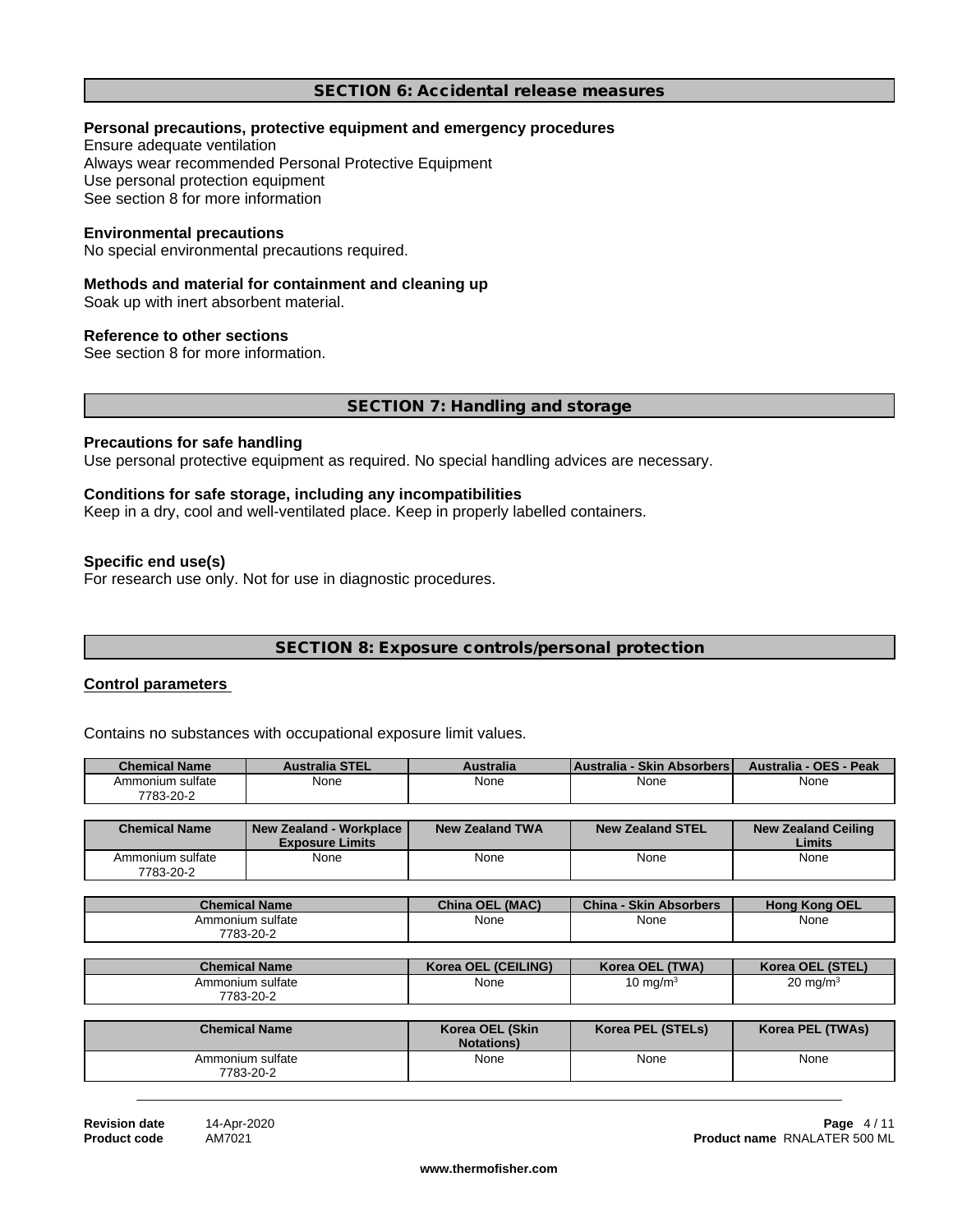## SECTION 6: Accidental release measures

**Personal precautions, protective equipment and emergency procedures**

Ensure adequate ventilation
Always wear recommended Personal Protective Equipment
Use personal protection equipment
See section 8 for more information

**Environmental precautions**

No special environmental precautions required.

**Methods and material for containment and cleaning up**

Soak up with inert absorbent material.

**Reference to other sections**

See section 8 for more information.

## SECTION 7: Handling and storage

**Precautions for safe handling**

Use personal protective equipment as required. No special handling advices are necessary.

**Conditions for safe storage, including any incompatibilities**

Keep in a dry, cool and well-ventilated place. Keep in properly labelled containers.

**Specific end use(s)**

For research use only. Not for use in diagnostic procedures.

## SECTION 8: Exposure controls/personal protection

**Control parameters**

Contains no substances with occupational exposure limit values.

| Chemical Name | Australia STEL | Australia | Australia - Skin Absorbers | Australia - OES - Peak |
|---|---|---|---|---|
| Ammonium sulfate 7783-20-2 | None | None | None | None |

| Chemical Name | New Zealand - Workplace Exposure Limits | New Zealand TWA | New Zealand STEL | New Zealand Ceiling Limits |
|---|---|---|---|---|
| Ammonium sulfate 7783-20-2 | None | None | None | None |

| Chemical Name | China OEL (MAC) | China - Skin Absorbers | Hong Kong OEL |
|---|---|---|---|
| Ammonium sulfate 7783-20-2 | None | None | None |

| Chemical Name | Korea OEL (CEILING) | Korea OEL (TWA) | Korea OEL (STEL) |
|---|---|---|---|
| Ammonium sulfate 7783-20-2 | None | 10 $mg/m^3$ | 20 $mg/m^3$ |

| Chemical Name | Korea OEL (Skin Notations) | Korea PEL (STELs) | Korea PEL (TWAs) |
|---|---|---|---|
| Ammonium sulfate 7783-20-2 | None | None | None |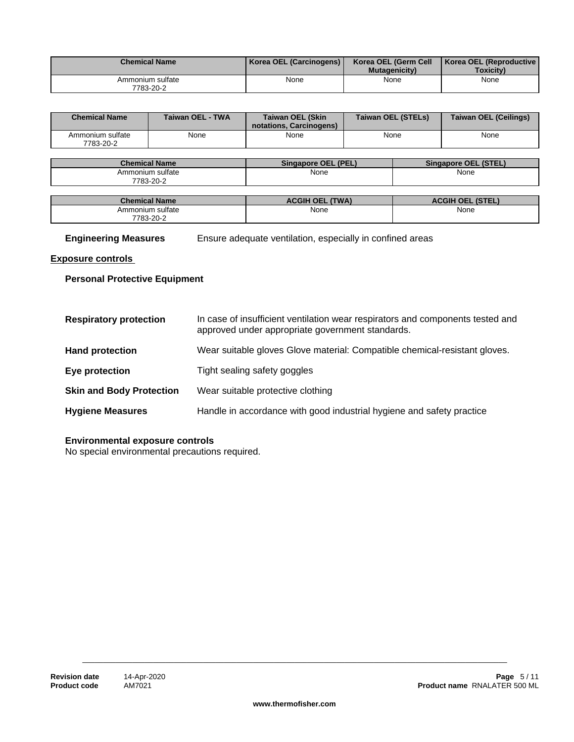| Chemical Name | Korea OEL (Carcinogens) | Korea OEL (Germ Cell Mutagenicity) | Korea OEL (Reproductive Toxicity) |
|---|---|---|---|
| Ammonium sulfate 7783-20-2 | None | None | None |

| Chemical Name | Taiwan OEL - TWA | Taiwan OEL (Skin notations, Carcinogens) | Taiwan OEL (STELs) | Taiwan OEL (Ceilings) |
|---|---|---|---|---|
| Ammonium sulfate 7783-20-2 | None | None | None | None |

| Chemical Name | Singapore OEL (PEL) | Singapore OEL (STEL) |
|---|---|---|
| Ammonium sulfate 7783-20-2 | None | None |

| Chemical Name | ACGIH OEL (TWA) | ACGIH OEL (STEL) |
|---|---|---|
| Ammonium sulfate 7783-20-2 | None | None |

**Engineering Measures** Ensure adequate ventilation, especially in confined areas

## Exposure controls

**Personal Protective Equipment**

**Respiratory protection** In case of insufficient ventilation wear respirators and components tested and approved under appropriate government standards.

**Hand protection** Wear suitable gloves Glove material: Compatible chemical-resistant gloves.

**Eye protection** Tight sealing safety goggles

**Skin and Body Protection** Wear suitable protective clothing

**Hygiene Measures** Handle in accordance with good industrial hygiene and safety practice

**Environmental exposure controls**
No special environmental precautions required.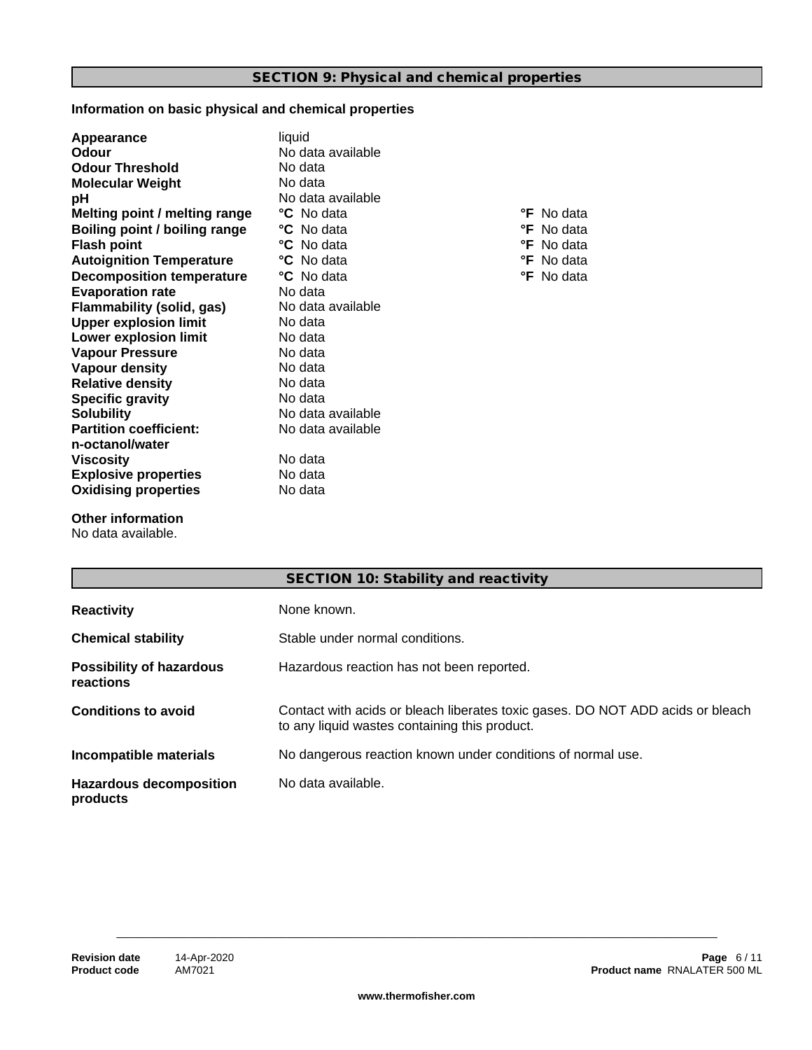## SECTION 9: Physical and chemical properties

**Information on basic physical and chemical properties**

| | | |
|---|---|---|
| **Appearance** | liquid | |
| **Odour** | No data available | |
| **Odour Threshold** | No data | |
| **Molecular Weight** | No data | |
| **pH** | No data available | |
| **Melting point / melting range** | **°C** No data | **°F** No data |
| **Boiling point / boiling range** | **°C** No data | **°F** No data |
| **Flash point** | **°C** No data | **°F** No data |
| **Autoignition Temperature** | **°C** No data | **°F** No data |
| **Decomposition temperature** | **°C** No data | **°F** No data |
| **Evaporation rate** | No data | |
| **Flammability (solid, gas)** | No data available | |
| **Upper explosion limit** | No data | |
| **Lower explosion limit** | No data | |
| **Vapour Pressure** | No data | |
| **Vapour density** | No data | |
| **Relative density** | No data | |
| **Specific gravity** | No data | |
| **Solubility** | No data available | |
| **Partition coefficient: n-octanol/water** | No data available | |
| **Viscosity** | No data | |
| **Explosive properties** | No data | |
| **Oxidising properties** | No data | |

**Other information**
No data available.

## SECTION 10: Stability and reactivity

| | |
|---|---|
| **Reactivity** | None known. |
| **Chemical stability** | Stable under normal conditions. |
| **Possibility of hazardous reactions** | Hazardous reaction has not been reported. |
| **Conditions to avoid** | Contact with acids or bleach liberates toxic gases. DO NOT ADD acids or bleach to any liquid wastes containing this product. |
| **Incompatible materials** | No dangerous reaction known under conditions of normal use. |
| **Hazardous decomposition products** | No data available. |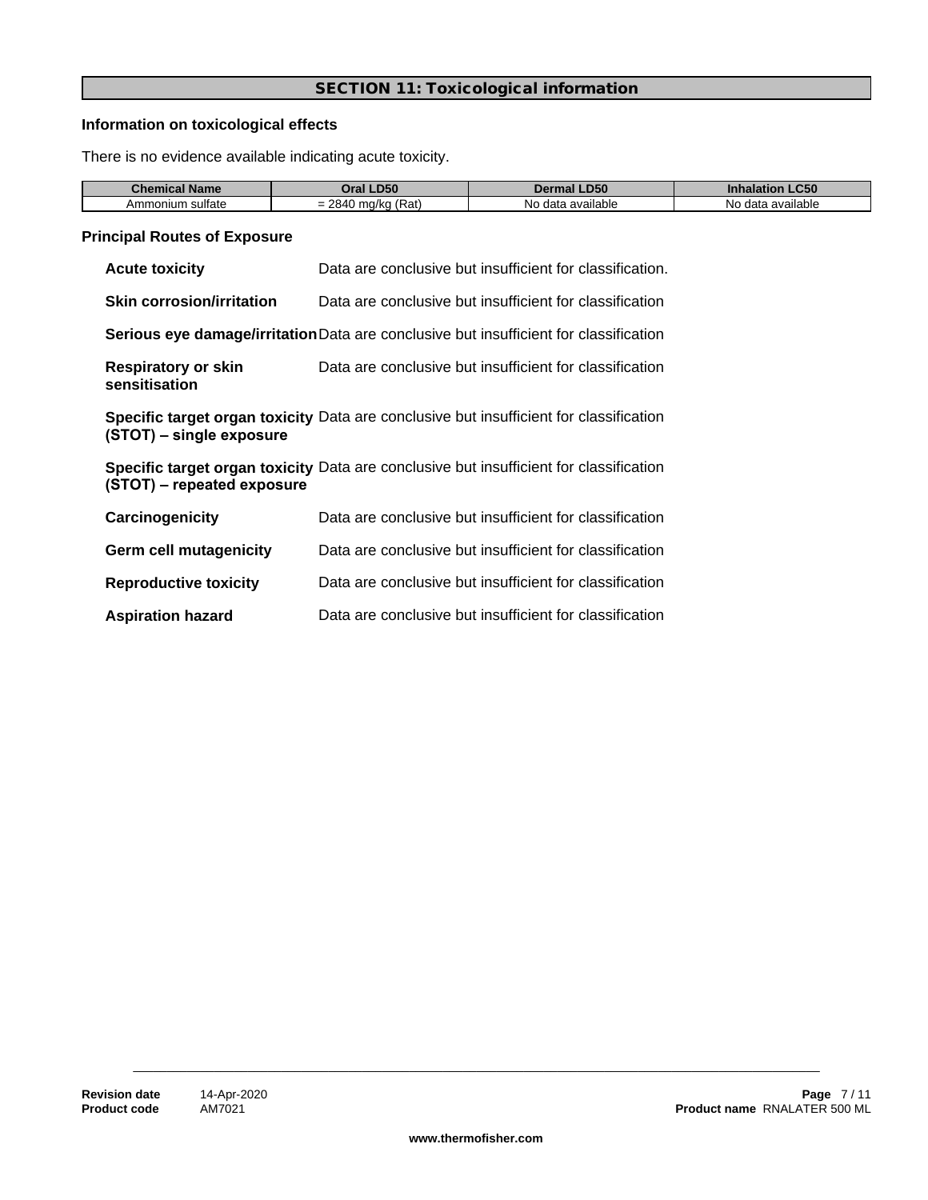## SECTION 11: Toxicological information

### Information on toxicological effects

There is no evidence available indicating acute toxicity.

| Chemical Name | Oral LD50 | Dermal LD50 | Inhalation LC50 |
|---|---|---|---|
| Ammonium sulfate | = 2840 mg/kg (Rat) | No data available | No data available |

### Principal Routes of Exposure

**Acute toxicity** Data are conclusive but insufficient for classification.

**Skin corrosion/irritation** Data are conclusive but insufficient for classification

**Serious eye damage/irritation** Data are conclusive but insufficient for classification

**Respiratory or skin sensitisation** Data are conclusive but insufficient for classification

**Specific target organ toxicity (STOT) – single exposure** Data are conclusive but insufficient for classification

**Specific target organ toxicity (STOT) – repeated exposure** Data are conclusive but insufficient for classification

**Carcinogenicity** Data are conclusive but insufficient for classification

**Germ cell mutagenicity** Data are conclusive but insufficient for classification

**Reproductive toxicity** Data are conclusive but insufficient for classification

**Aspiration hazard** Data are conclusive but insufficient for classification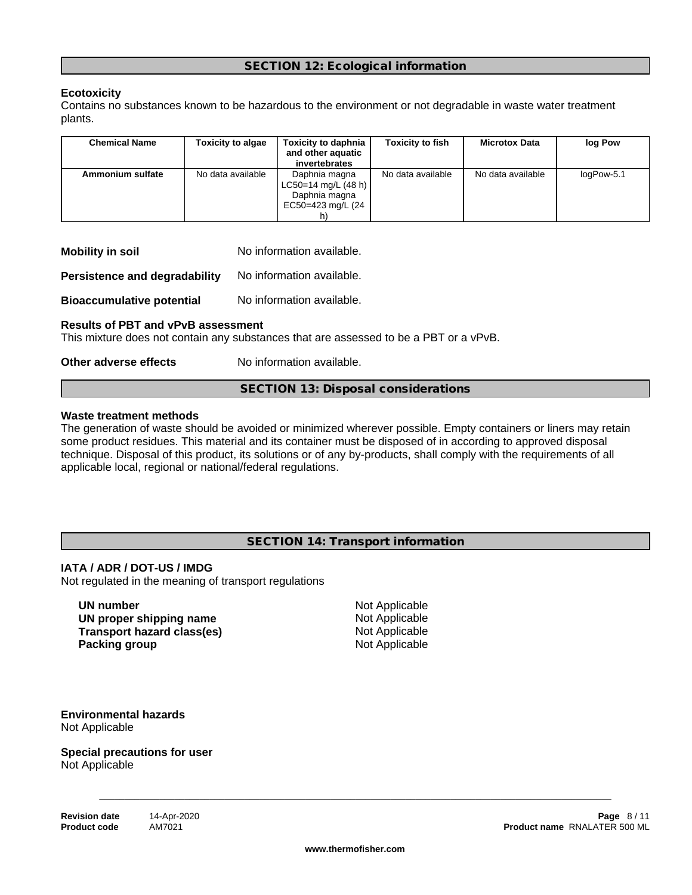## SECTION 12: Ecological information

**Ecotoxicity**

Contains no substances known to be hazardous to the environment or not degradable in waste water treatment plants.

| Chemical Name | Toxicity to algae | Toxicity to daphnia and other aquatic invertebrates | Toxicity to fish | Microtox Data | log Pow |
|---|---|---|---|---|---|
| Ammonium sulfate | No data available | Daphnia magna LC50=14 mg/L (48 h) Daphnia magna EC50=423 mg/L (24 h) | No data available | No data available | logPow-5.1 |

**Mobility in soil** No information available.

**Persistence and degradability** No information available.

**Bioaccumulative potential** No information available.

**Results of PBT and vPvB assessment**

This mixture does not contain any substances that are assessed to be a PBT or a vPvB.

**Other adverse effects** No information available.

## SECTION 13: Disposal considerations

**Waste treatment methods**

The generation of waste should be avoided or minimized wherever possible. Empty containers or liners may retain some product residues. This material and its container must be disposed of in according to approved disposal technique. Disposal of this product, its solutions or of any by-products, shall comply with the requirements of all applicable local, regional or national/federal regulations.

## SECTION 14: Transport information

**IATA / ADR / DOT-US / IMDG**

Not regulated in the meaning of transport regulations

**UN number** Not Applicable
**UN proper shipping name** Not Applicable
**Transport hazard class(es)** Not Applicable
**Packing group** Not Applicable

**Environmental hazards**

Not Applicable

**Special precautions for user**

Not Applicable

**Revision date** 14-Apr-2020
**Product code** AM7021
**Product name** RNALATER 500 ML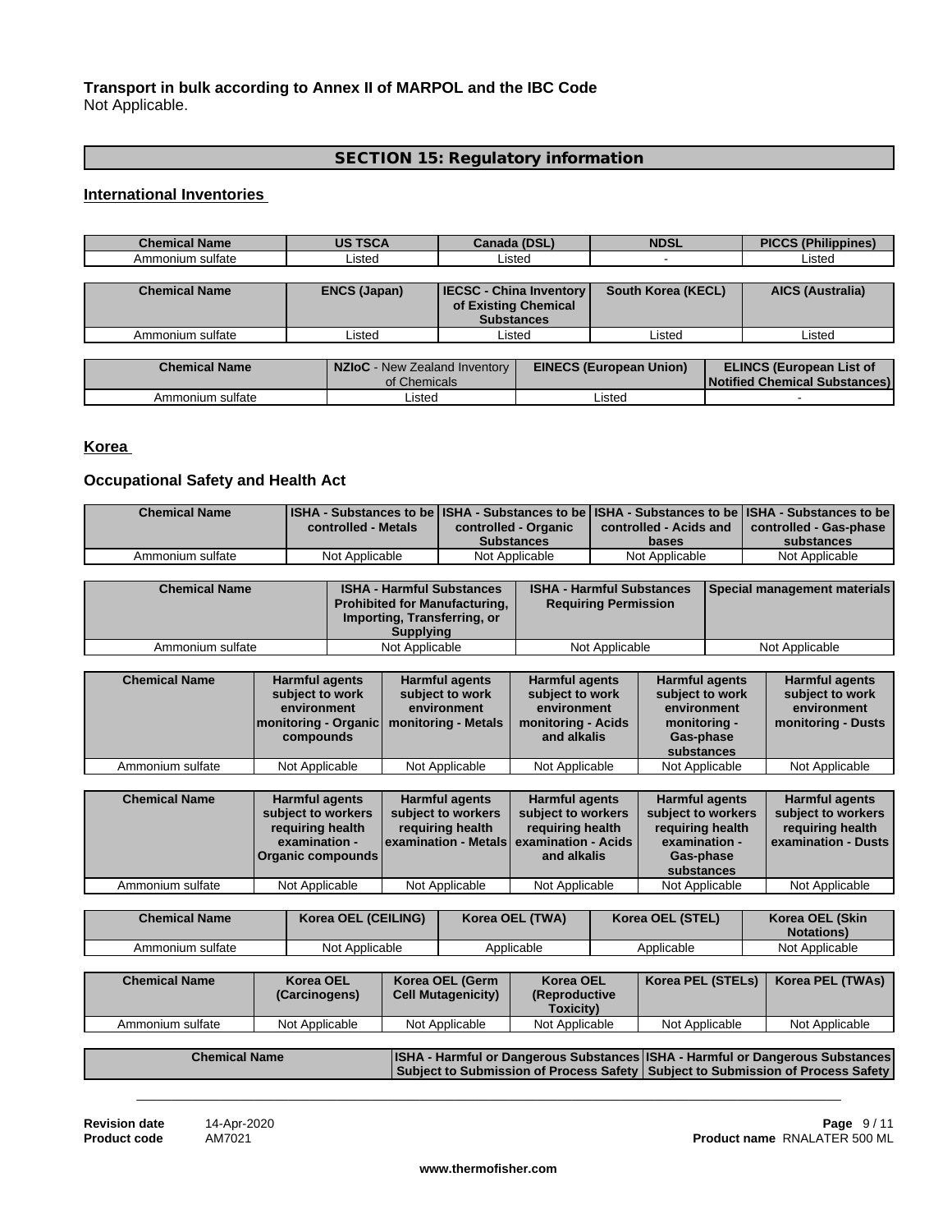**Transport in bulk according to Annex II of MARPOL and the IBC Code**
Not Applicable.

## SECTION 15: Regulatory information

### International Inventories

| Chemical Name | US TSCA | Canada (DSL) | NDSL | PICCS (Philippines) |
|---|---|---|---|---|
| Ammonium sulfate | Listed | Listed | - | Listed |

| Chemical Name | ENCS (Japan) | IECSC - China Inventory of Existing Chemical Substances | South Korea (KECL) | AICS (Australia) |
|---|---|---|---|---|
| Ammonium sulfate | Listed | Listed | Listed | Listed |

| Chemical Name | NZIoC - New Zealand Inventory of Chemicals | EINECS (European Union) | ELINCS (European List of Notified Chemical Substances) |
|---|---|---|---|
| Ammonium sulfate | Listed | Listed | - |

### Korea

### Occupational Safety and Health Act

| Chemical Name | ISHA - Substances to be controlled - Metals | ISHA - Substances to be controlled - Organic Substances | ISHA - Substances to be controlled - Acids and bases | ISHA - Substances to be controlled - Gas-phase substances |
|---|---|---|---|---|
| Ammonium sulfate | Not Applicable | Not Applicable | Not Applicable | Not Applicable |

| Chemical Name | ISHA - Harmful Substances Prohibited for Manufacturing, Importing, Transferring, or Supplying | ISHA - Harmful Substances Requiring Permission | Special management materials |
|---|---|---|---|
| Ammonium sulfate | Not Applicable | Not Applicable | Not Applicable |

| Chemical Name | Harmful agents subject to work environment monitoring - Organic compounds | Harmful agents subject to work environment monitoring - Metals | Harmful agents subject to work environment monitoring - Acids and alkalis | Harmful agents subject to work environment monitoring - Gas-phase substances | Harmful agents subject to work environment monitoring - Dusts |
|---|---|---|---|---|---|
| Ammonium sulfate | Not Applicable | Not Applicable | Not Applicable | Not Applicable | Not Applicable |

| Chemical Name | Harmful agents subject to workers requiring health examination - Organic compounds | Harmful agents subject to workers requiring health examination - Metals | Harmful agents subject to workers requiring health examination - Acids and alkalis | Harmful agents subject to workers requiring health examination - Gas-phase substances | Harmful agents subject to workers requiring health examination - Dusts |
|---|---|---|---|---|---|
| Ammonium sulfate | Not Applicable | Not Applicable | Not Applicable | Not Applicable | Not Applicable |

| Chemical Name | Korea OEL (CEILING) | Korea OEL (TWA) | Korea OEL (STEL) | Korea OEL (Skin Notations) |
|---|---|---|---|---|
| Ammonium sulfate | Not Applicable | Applicable | Applicable | Not Applicable |

| Chemical Name | Korea OEL (Carcinogens) | Korea OEL (Germ Cell Mutagenicity) | Korea OEL (Reproductive Toxicity) | Korea PEL (STELs) | Korea PEL (TWAs) |
|---|---|---|---|---|---|
| Ammonium sulfate | Not Applicable | Not Applicable | Not Applicable | Not Applicable | Not Applicable |

| Chemical Name | ISHA - Harmful or Dangerous Substances Subject to Submission of Process Safety | ISHA - Harmful or Dangerous Substances Subject to Submission of Process Safety |
|---|---|---|

**Revision date** 14-Apr-2020
**Product code** AM7021
**Product name** RNALATER 500 ML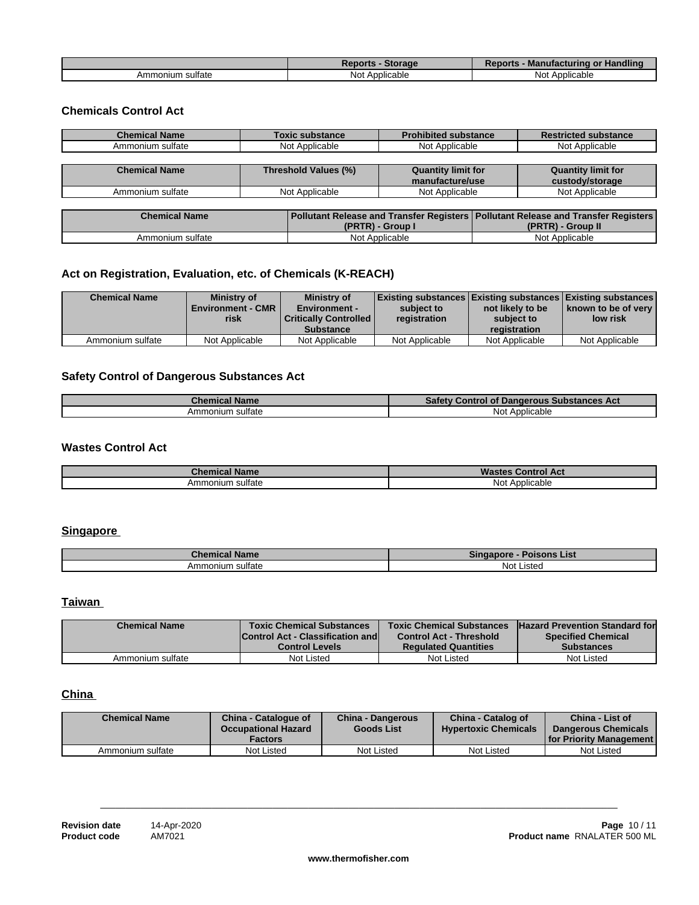| | Reports - Storage | Reports - Manufacturing or Handling |
|---|---|---|
| Ammonium sulfate | Not Applicable | Not Applicable |

### Chemicals Control Act

| Chemical Name | Toxic substance | Prohibited substance | Restricted substance |
|---|---|---|---|
| Ammonium sulfate | Not Applicable | Not Applicable | Not Applicable |

| Chemical Name | Threshold Values (%) | Quantity limit for manufacture/use | Quantity limit for custody/storage |
|---|---|---|---|
| Ammonium sulfate | Not Applicable | Not Applicable | Not Applicable |

| Chemical Name | Pollutant Release and Transfer Registers (PRTR) - Group I | Pollutant Release and Transfer Registers (PRTR) - Group II |
|---|---|---|
| Ammonium sulfate | Not Applicable | Not Applicable |

### Act on Registration, Evaluation, etc. of Chemicals (K-REACH)

| Chemical Name | Ministry of Environment - CMR risk | Ministry of Environment - Critically Controlled Substance | Existing substances subject to registration | Existing substances not likely to be subject to registration | Existing substances known to be of very low risk |
|---|---|---|---|---|---|
| Ammonium sulfate | Not Applicable | Not Applicable | Not Applicable | Not Applicable | Not Applicable |

### Safety Control of Dangerous Substances Act

| Chemical Name | Safety Control of Dangerous Substances Act |
|---|---|
| Ammonium sulfate | Not Applicable |

### Wastes Control Act

| Chemical Name | Wastes Control Act |
|---|---|
| Ammonium sulfate | Not Applicable |

## Singapore

| Chemical Name | Singapore - Poisons List |
|---|---|
| Ammonium sulfate | Not Listed |

## Taiwan

| Chemical Name | Toxic Chemical Substances Control Act - Classification and Control Levels | Toxic Chemical Substances Control Act - Threshold Regulated Quantities | Hazard Prevention Standard for Specified Chemical Substances |
|---|---|---|---|
| Ammonium sulfate | Not Listed | Not Listed | Not Listed |

## China

| Chemical Name | China - Catalogue of Occupational Hazard Factors | China - Dangerous Goods List | China - Catalog of Hypertoxic Chemicals | China - List of Dangerous Chemicals for Priority Management |
|---|---|---|---|---|
| Ammonium sulfate | Not Listed | Not Listed | Not Listed | Not Listed |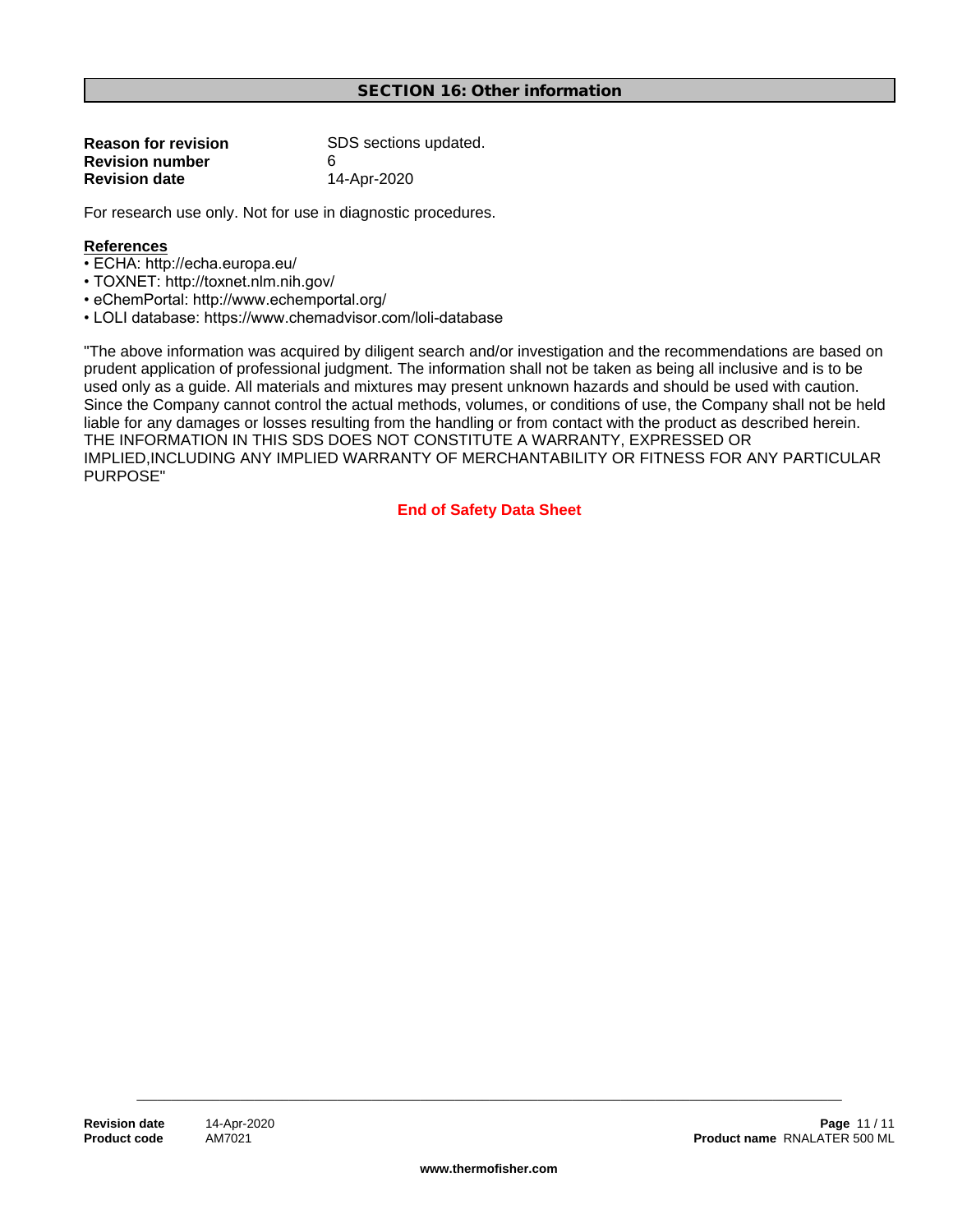## SECTION 16: Other information

| | |
|---|---|
| **Reason for revision** | SDS sections updated. |
| **Revision number** | 6 |
| **Revision date** | 14-Apr-2020 |

For research use only. Not for use in diagnostic procedures.

**References**

- ECHA: http://echa.europa.eu/
- TOXNET: http://toxnet.nlm.nih.gov/
- eChemPortal: http://www.echemportal.org/
- LOLI database: https://www.chemadvisor.com/loli-database

"The above information was acquired by diligent search and/or investigation and the recommendations are based on prudent application of professional judgment. The information shall not be taken as being all inclusive and is to be used only as a guide. All materials and mixtures may present unknown hazards and should be used with caution. Since the Company cannot control the actual methods, volumes, or conditions of use, the Company shall not be held liable for any damages or losses resulting from the handling or from contact with the product as described herein. THE INFORMATION IN THIS SDS DOES NOT CONSTITUTE A WARRANTY, EXPRESSED OR IMPLIED,INCLUDING ANY IMPLIED WARRANTY OF MERCHANTABILITY OR FITNESS FOR ANY PARTICULAR PURPOSE"

**End of Safety Data Sheet**